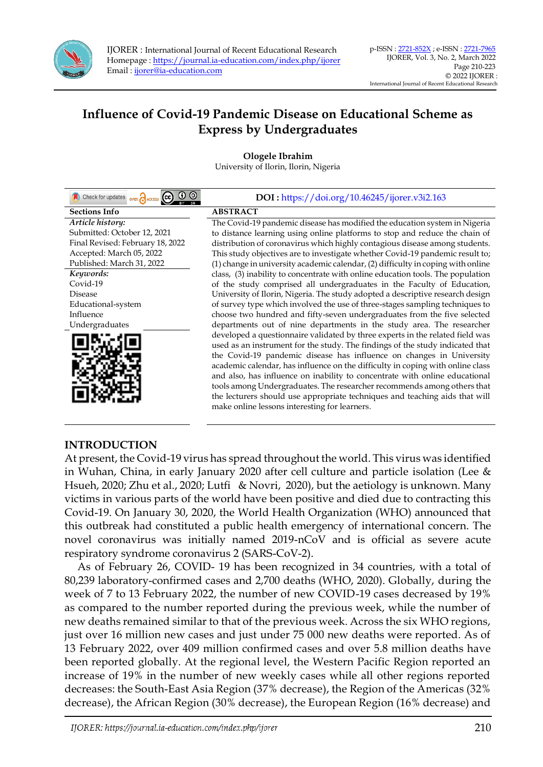# Influence of Covid-19 Pandemic Disease on Educational Scheme as Express by Undergraduates

**Ologele Ibrahim**
University of Ilorin, Ilorin, Nigeria

**DOI :** https://doi.org/10.46245/ijorer.v3i2.163

**Sections Info**

*Article history:*
Submitted: October 12, 2021
Final Revised: February 18, 2022
Accepted: March 05, 2022
Published: March 31, 2022

*Keywords:*
Covid-19
Disease
Educational-system
Influence
Undergraduates

**ABSTRACT**

The Covid-19 pandemic disease has modified the education system in Nigeria to distance learning using online platforms to stop and reduce the chain of distribution of coronavirus which highly contagious disease among students. This study objectives are to investigate whether Covid-19 pandemic result to; (1) change in university academic calendar, (2) difficulty in coping with online class, (3) inability to concentrate with online education tools. The population of the study comprised all undergraduates in the Faculty of Education, University of Ilorin, Nigeria. The study adopted a descriptive research design of survey type which involved the use of three-stages sampling techniques to choose two hundred and fifty-seven undergraduates from the five selected departments out of nine departments in the study area. The researcher developed a questionnaire validated by three experts in the related field was used as an instrument for the study. The findings of the study indicated that the Covid-19 pandemic disease has influence on changes in University academic calendar, has influence on the difficulty in coping with online class and also, has influence on inability to concentrate with online educational tools among Undergraduates. The researcher recommends among others that the lecturers should use appropriate techniques and teaching aids that will make online lessons interesting for learners.

## INTRODUCTION

At present, the Covid-19 virus has spread throughout the world. This virus was identified in Wuhan, China, in early January 2020 after cell culture and particle isolation (Lee & Hsueh, 2020; Zhu et al., 2020; Lutfi & Novri, 2020), but the aetiology is unknown. Many victims in various parts of the world have been positive and died due to contracting this Covid-19. On January 30, 2020, the World Health Organization (WHO) announced that this outbreak had constituted a public health emergency of international concern. The novel coronavirus was initially named 2019-nCoV and is official as severe acute respiratory syndrome coronavirus 2 (SARS-CoV-2).

As of February 26, COVID- 19 has been recognized in 34 countries, with a total of 80,239 laboratory-confirmed cases and 2,700 deaths (WHO, 2020). Globally, during the week of 7 to 13 February 2022, the number of new COVID-19 cases decreased by 19% as compared to the number reported during the previous week, while the number of new deaths remained similar to that of the previous week. Across the six WHO regions, just over 16 million new cases and just under 75 000 new deaths were reported. As of 13 February 2022, over 409 million confirmed cases and over 5.8 million deaths have been reported globally. At the regional level, the Western Pacific Region reported an increase of 19% in the number of new weekly cases while all other regions reported decreases: the South-East Asia Region (37% decrease), the Region of the Americas (32% decrease), the African Region (30% decrease), the European Region (16% decrease) and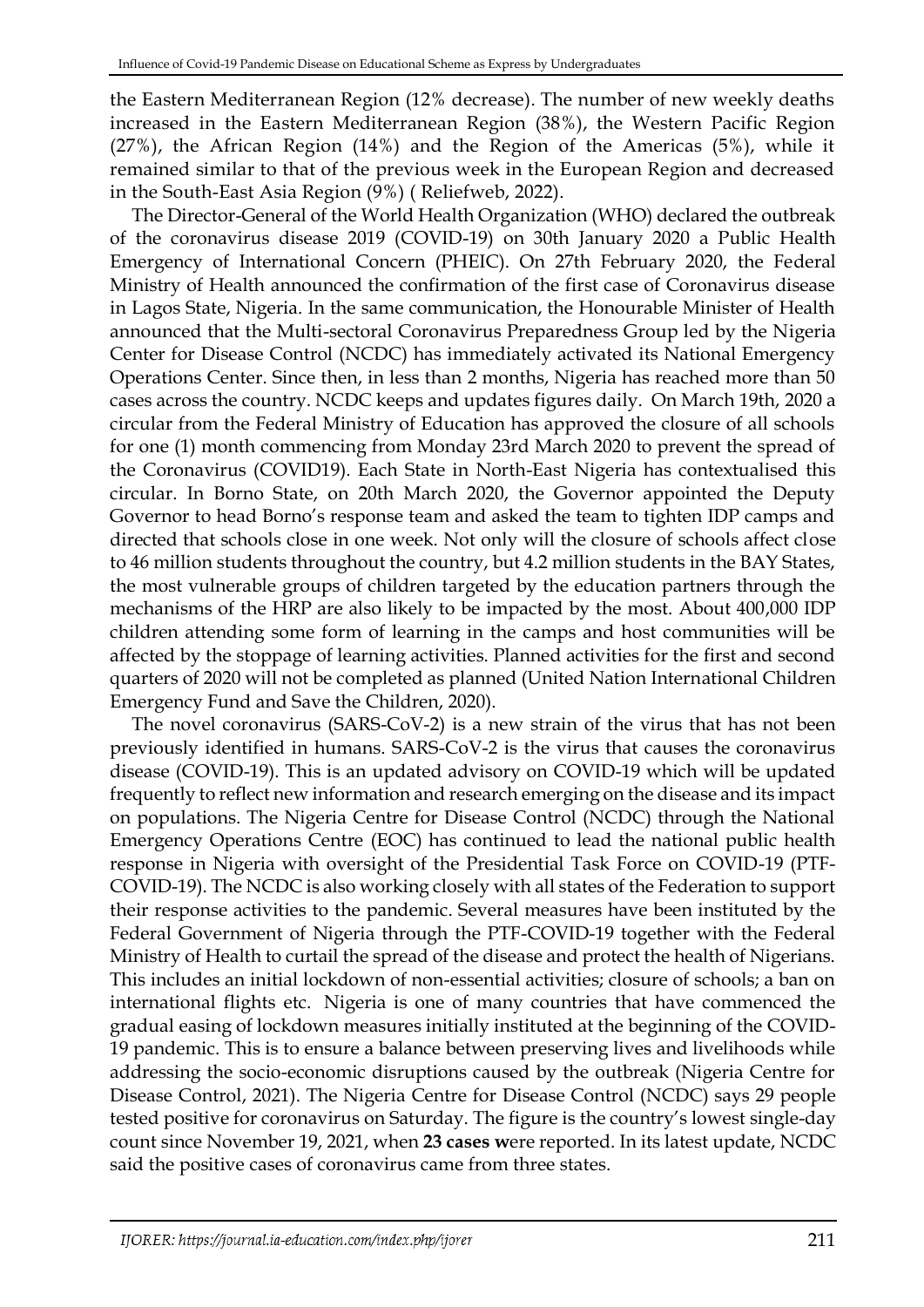the Eastern Mediterranean Region (12% decrease). The number of new weekly deaths increased in the Eastern Mediterranean Region (38%), the Western Pacific Region (27%), the African Region (14%) and the Region of the Americas (5%), while it remained similar to that of the previous week in the European Region and decreased in the South-East Asia Region (9%) ( Reliefweb, 2022).

The Director-General of the World Health Organization (WHO) declared the outbreak of the coronavirus disease 2019 (COVID-19) on 30th January 2020 a Public Health Emergency of International Concern (PHEIC). On 27th February 2020, the Federal Ministry of Health announced the confirmation of the first case of Coronavirus disease in Lagos State, Nigeria. In the same communication, the Honourable Minister of Health announced that the Multi-sectoral Coronavirus Preparedness Group led by the Nigeria Center for Disease Control (NCDC) has immediately activated its National Emergency Operations Center. Since then, in less than 2 months, Nigeria has reached more than 50 cases across the country. NCDC keeps and updates figures daily. On March 19th, 2020 a circular from the Federal Ministry of Education has approved the closure of all schools for one (1) month commencing from Monday 23rd March 2020 to prevent the spread of the Coronavirus (COVID19). Each State in North-East Nigeria has contextualised this circular. In Borno State, on 20th March 2020, the Governor appointed the Deputy Governor to head Borno's response team and asked the team to tighten IDP camps and directed that schools close in one week. Not only will the closure of schools affect close to 46 million students throughout the country, but 4.2 million students in the BAY States, the most vulnerable groups of children targeted by the education partners through the mechanisms of the HRP are also likely to be impacted by the most. About 400,000 IDP children attending some form of learning in the camps and host communities will be affected by the stoppage of learning activities. Planned activities for the first and second quarters of 2020 will not be completed as planned (United Nation International Children Emergency Fund and Save the Children, 2020).

The novel coronavirus (SARS-CoV-2) is a new strain of the virus that has not been previously identified in humans. SARS-CoV-2 is the virus that causes the coronavirus disease (COVID-19). This is an updated advisory on COVID-19 which will be updated frequently to reflect new information and research emerging on the disease and its impact on populations. The Nigeria Centre for Disease Control (NCDC) through the National Emergency Operations Centre (EOC) has continued to lead the national public health response in Nigeria with oversight of the Presidential Task Force on COVID-19 (PTF-COVID-19). The NCDC is also working closely with all states of the Federation to support their response activities to the pandemic. Several measures have been instituted by the Federal Government of Nigeria through the PTF-COVID-19 together with the Federal Ministry of Health to curtail the spread of the disease and protect the health of Nigerians. This includes an initial lockdown of non-essential activities; closure of schools; a ban on international flights etc. Nigeria is one of many countries that have commenced the gradual easing of lockdown measures initially instituted at the beginning of the COVID-19 pandemic. This is to ensure a balance between preserving lives and livelihoods while addressing the socio-economic disruptions caused by the outbreak (Nigeria Centre for Disease Control, 2021). The Nigeria Centre for Disease Control (NCDC) says 29 people tested positive for coronavirus on Saturday. The figure is the country's lowest single-day count since November 19, 2021, when **23 cases w**ere reported. In its latest update, NCDC said the positive cases of coronavirus came from three states.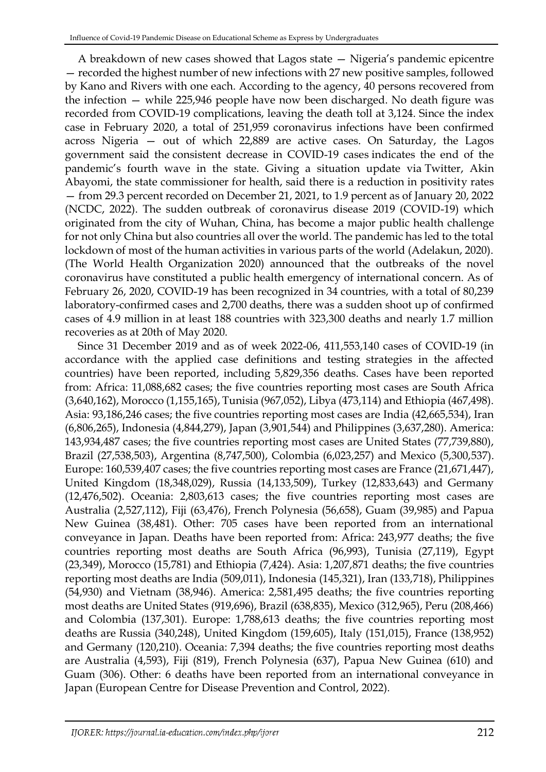A breakdown of new cases showed that Lagos state — Nigeria's pandemic epicentre — recorded the highest number of new infections with 27 new positive samples, followed by Kano and Rivers with one each. According to the agency, 40 persons recovered from the infection — while 225,946 people have now been discharged. No death figure was recorded from COVID-19 complications, leaving the death toll at 3,124. Since the index case in February 2020, a total of 251,959 coronavirus infections have been confirmed across Nigeria — out of which 22,889 are active cases. On Saturday, the Lagos government said the consistent decrease in COVID-19 cases indicates the end of the pandemic's fourth wave in the state. Giving a situation update via Twitter, Akin Abayomi, the state commissioner for health, said there is a reduction in positivity rates — from 29.3 percent recorded on December 21, 2021, to 1.9 percent as of January 20, 2022 (NCDC, 2022). The sudden outbreak of coronavirus disease 2019 (COVID-19) which originated from the city of Wuhan, China, has become a major public health challenge for not only China but also countries all over the world. The pandemic has led to the total lockdown of most of the human activities in various parts of the world (Adelakun, 2020). (The World Health Organization 2020) announced that the outbreaks of the novel coronavirus have constituted a public health emergency of international concern. As of February 26, 2020, COVID-19 has been recognized in 34 countries, with a total of 80,239 laboratory-confirmed cases and 2,700 deaths, there was a sudden shoot up of confirmed cases of 4.9 million in at least 188 countries with 323,300 deaths and nearly 1.7 million recoveries as at 20th of May 2020.

Since 31 December 2019 and as of week 2022-06, 411,553,140 cases of COVID-19 (in accordance with the applied case definitions and testing strategies in the affected countries) have been reported, including 5,829,356 deaths. Cases have been reported from: Africa: 11,088,682 cases; the five countries reporting most cases are South Africa (3,640,162), Morocco (1,155,165), Tunisia (967,052), Libya (473,114) and Ethiopia (467,498). Asia: 93,186,246 cases; the five countries reporting most cases are India (42,665,534), Iran (6,806,265), Indonesia (4,844,279), Japan (3,901,544) and Philippines (3,637,280). America: 143,934,487 cases; the five countries reporting most cases are United States (77,739,880), Brazil (27,538,503), Argentina (8,747,500), Colombia (6,023,257) and Mexico (5,300,537). Europe: 160,539,407 cases; the five countries reporting most cases are France (21,671,447), United Kingdom (18,348,029), Russia (14,133,509), Turkey (12,833,643) and Germany (12,476,502). Oceania: 2,803,613 cases; the five countries reporting most cases are Australia (2,527,112), Fiji (63,476), French Polynesia (56,658), Guam (39,985) and Papua New Guinea (38,481). Other: 705 cases have been reported from an international conveyance in Japan. Deaths have been reported from: Africa: 243,977 deaths; the five countries reporting most deaths are South Africa (96,993), Tunisia (27,119), Egypt (23,349), Morocco (15,781) and Ethiopia (7,424). Asia: 1,207,871 deaths; the five countries reporting most deaths are India (509,011), Indonesia (145,321), Iran (133,718), Philippines (54,930) and Vietnam (38,946). America: 2,581,495 deaths; the five countries reporting most deaths are United States (919,696), Brazil (638,835), Mexico (312,965), Peru (208,466) and Colombia (137,301). Europe: 1,788,613 deaths; the five countries reporting most deaths are Russia (340,248), United Kingdom (159,605), Italy (151,015), France (138,952) and Germany (120,210). Oceania: 7,394 deaths; the five countries reporting most deaths are Australia (4,593), Fiji (819), French Polynesia (637), Papua New Guinea (610) and Guam (306). Other: 6 deaths have been reported from an international conveyance in Japan (European Centre for Disease Prevention and Control, 2022).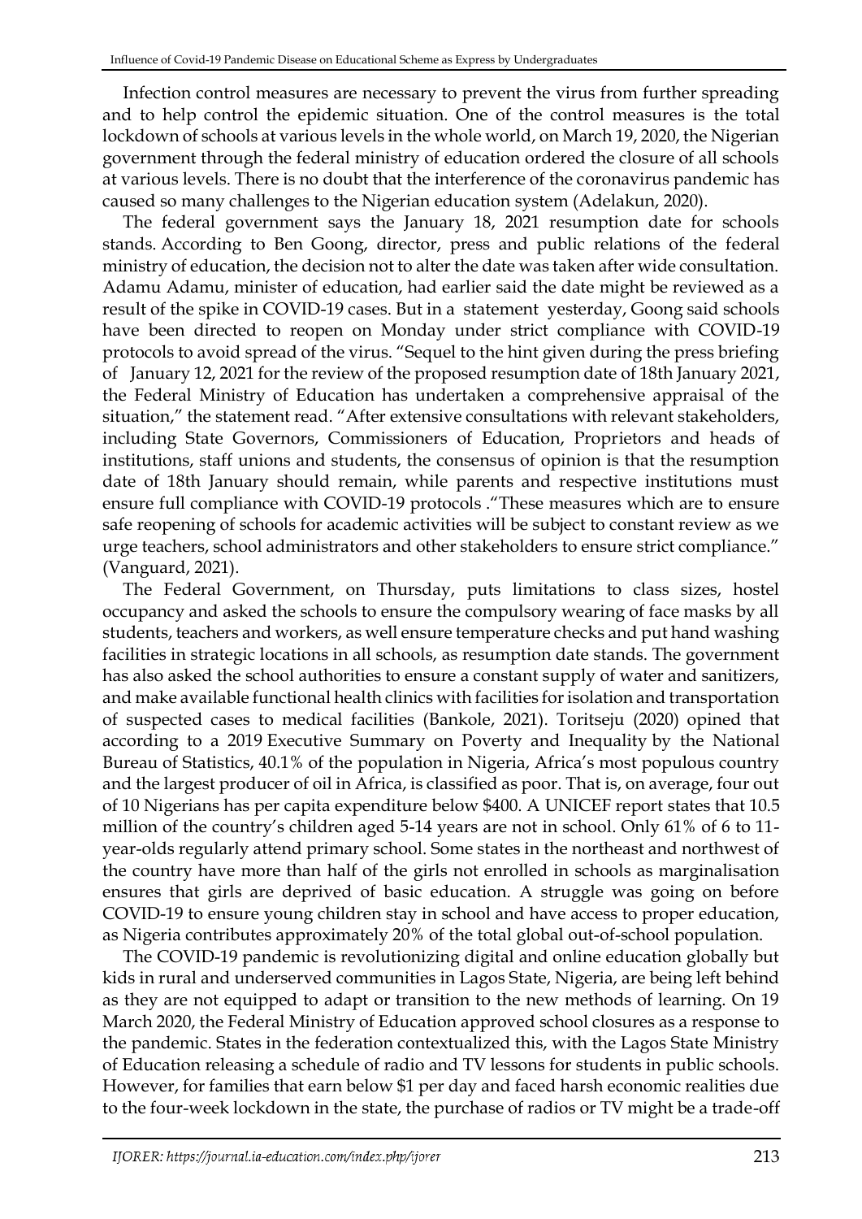Infection control measures are necessary to prevent the virus from further spreading and to help control the epidemic situation. One of the control measures is the total lockdown of schools at various levels in the whole world, on March 19, 2020, the Nigerian government through the federal ministry of education ordered the closure of all schools at various levels. There is no doubt that the interference of the coronavirus pandemic has caused so many challenges to the Nigerian education system (Adelakun, 2020).

The federal government says the January 18, 2021 resumption date for schools stands. According to Ben Goong, director, press and public relations of the federal ministry of education, the decision not to alter the date was taken after wide consultation. Adamu Adamu, minister of education, had earlier said the date might be reviewed as a result of the spike in COVID-19 cases. But in a statement yesterday, Goong said schools have been directed to reopen on Monday under strict compliance with COVID-19 protocols to avoid spread of the virus. "Sequel to the hint given during the press briefing of January 12, 2021 for the review of the proposed resumption date of 18th January 2021, the Federal Ministry of Education has undertaken a comprehensive appraisal of the situation," the statement read. "After extensive consultations with relevant stakeholders, including State Governors, Commissioners of Education, Proprietors and heads of institutions, staff unions and students, the consensus of opinion is that the resumption date of 18th January should remain, while parents and respective institutions must ensure full compliance with COVID-19 protocols ."These measures which are to ensure safe reopening of schools for academic activities will be subject to constant review as we urge teachers, school administrators and other stakeholders to ensure strict compliance." (Vanguard, 2021).

The Federal Government, on Thursday, puts limitations to class sizes, hostel occupancy and asked the schools to ensure the compulsory wearing of face masks by all students, teachers and workers, as well ensure temperature checks and put hand washing facilities in strategic locations in all schools, as resumption date stands. The government has also asked the school authorities to ensure a constant supply of water and sanitizers, and make available functional health clinics with facilities for isolation and transportation of suspected cases to medical facilities (Bankole, 2021). Toritseju (2020) opined that according to a 2019 Executive Summary on Poverty and Inequality by the National Bureau of Statistics, 40.1% of the population in Nigeria, Africa's most populous country and the largest producer of oil in Africa, is classified as poor. That is, on average, four out of 10 Nigerians has per capita expenditure below $400. A UNICEF report states that 10.5 million of the country's children aged 5-14 years are not in school. Only 61% of 6 to 11-year-olds regularly attend primary school. Some states in the northeast and northwest of the country have more than half of the girls not enrolled in schools as marginalisation ensures that girls are deprived of basic education. A struggle was going on before COVID-19 to ensure young children stay in school and have access to proper education, as Nigeria contributes approximately 20% of the total global out-of-school population.

The COVID-19 pandemic is revolutionizing digital and online education globally but kids in rural and underserved communities in Lagos State, Nigeria, are being left behind as they are not equipped to adapt or transition to the new methods of learning. On 19 March 2020, the Federal Ministry of Education approved school closures as a response to the pandemic. States in the federation contextualized this, with the Lagos State Ministry of Education releasing a schedule of radio and TV lessons for students in public schools. However, for families that earn below $1 per day and faced harsh economic realities due to the four-week lockdown in the state, the purchase of radios or TV might be a trade-off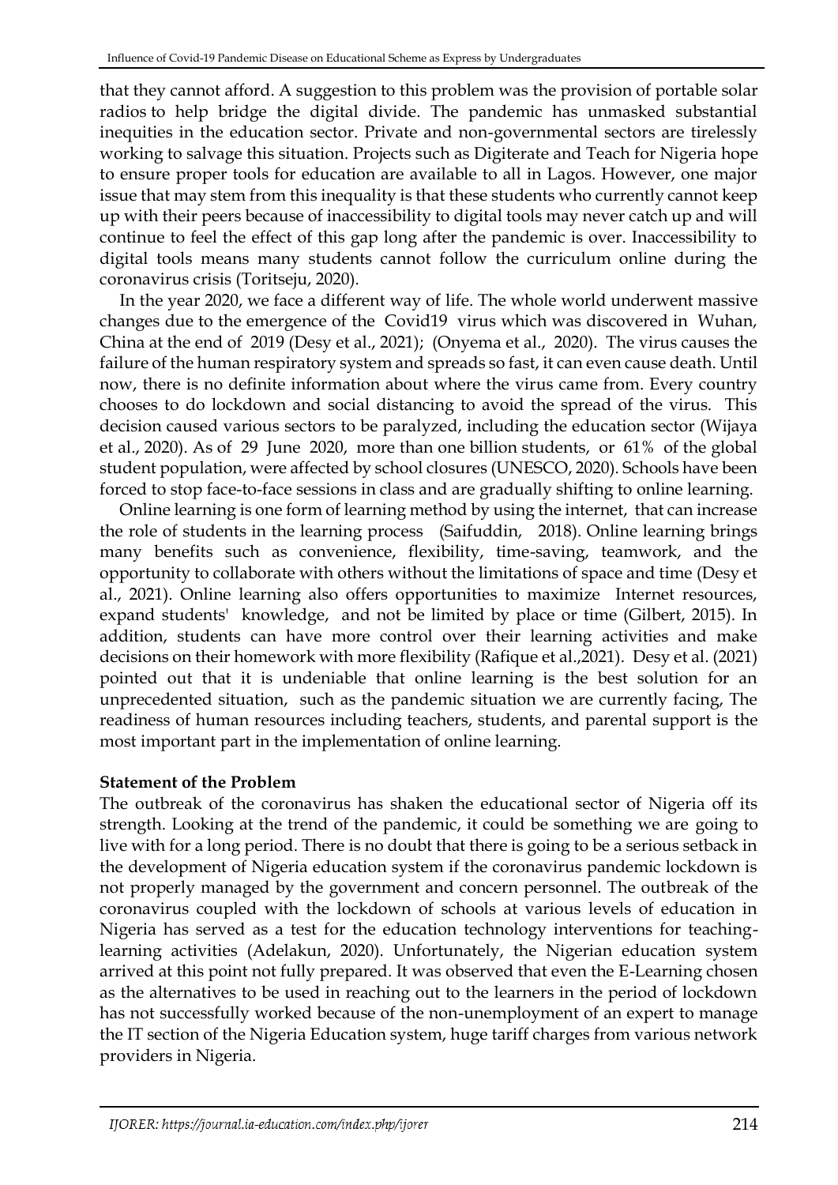that they cannot afford. A suggestion to this problem was the provision of portable solar radios to help bridge the digital divide. The pandemic has unmasked substantial inequities in the education sector. Private and non-governmental sectors are tirelessly working to salvage this situation. Projects such as Digiterate and Teach for Nigeria hope to ensure proper tools for education are available to all in Lagos. However, one major issue that may stem from this inequality is that these students who currently cannot keep up with their peers because of inaccessibility to digital tools may never catch up and will continue to feel the effect of this gap long after the pandemic is over. Inaccessibility to digital tools means many students cannot follow the curriculum online during the coronavirus crisis (Toritseju, 2020).

In the year 2020, we face a different way of life. The whole world underwent massive changes due to the emergence of the Covid19 virus which was discovered in Wuhan, China at the end of 2019 (Desy et al., 2021); (Onyema et al., 2020). The virus causes the failure of the human respiratory system and spreads so fast, it can even cause death. Until now, there is no definite information about where the virus came from. Every country chooses to do lockdown and social distancing to avoid the spread of the virus. This decision caused various sectors to be paralyzed, including the education sector (Wijaya et al., 2020). As of 29 June 2020, more than one billion students, or 61% of the global student population, were affected by school closures (UNESCO, 2020). Schools have been forced to stop face-to-face sessions in class and are gradually shifting to online learning.

Online learning is one form of learning method by using the internet, that can increase the role of students in the learning process (Saifuddin, 2018). Online learning brings many benefits such as convenience, flexibility, time-saving, teamwork, and the opportunity to collaborate with others without the limitations of space and time (Desy et al., 2021). Online learning also offers opportunities to maximize Internet resources, expand students' knowledge, and not be limited by place or time (Gilbert, 2015). In addition, students can have more control over their learning activities and make decisions on their homework with more flexibility (Rafique et al.,2021). Desy et al. (2021) pointed out that it is undeniable that online learning is the best solution for an unprecedented situation, such as the pandemic situation we are currently facing, The readiness of human resources including teachers, students, and parental support is the most important part in the implementation of online learning.

**Statement of the Problem**

The outbreak of the coronavirus has shaken the educational sector of Nigeria off its strength. Looking at the trend of the pandemic, it could be something we are going to live with for a long period. There is no doubt that there is going to be a serious setback in the development of Nigeria education system if the coronavirus pandemic lockdown is not properly managed by the government and concern personnel. The outbreak of the coronavirus coupled with the lockdown of schools at various levels of education in Nigeria has served as a test for the education technology interventions for teaching-learning activities (Adelakun, 2020). Unfortunately, the Nigerian education system arrived at this point not fully prepared. It was observed that even the E-Learning chosen as the alternatives to be used in reaching out to the learners in the period of lockdown has not successfully worked because of the non-unemployment of an expert to manage the IT section of the Nigeria Education system, huge tariff charges from various network providers in Nigeria.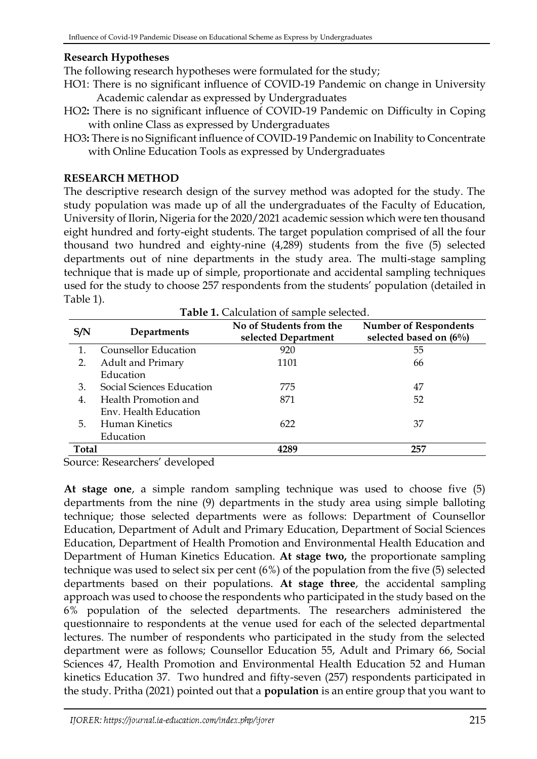**Research Hypotheses**

The following research hypotheses were formulated for the study;

HO1: There is no significant influence of COVID-19 Pandemic on change in University Academic calendar as expressed by Undergraduates

HO2**:** There is no significant influence of COVID-19 Pandemic on Difficulty in Coping with online Class as expressed by Undergraduates

HO3**:** There is no Significant influence of COVID-19 Pandemic on Inability to Concentrate with Online Education Tools as expressed by Undergraduates

## RESEARCH METHOD

The descriptive research design of the survey method was adopted for the study. The study population was made up of all the undergraduates of the Faculty of Education, University of Ilorin, Nigeria for the 2020/2021 academic session which were ten thousand eight hundred and forty-eight students. The target population comprised of all the four thousand two hundred and eighty-nine (4,289) students from the five (5) selected departments out of nine departments in the study area. The multi-stage sampling technique that is made up of simple, proportionate and accidental sampling techniques used for the study to choose 257 respondents from the students' population (detailed in Table 1).

**Table 1.** Calculation of sample selected.

| S/N | Departments | No of Students from the selected Department | Number of Respondents selected based on (6%) |
|---|---|---|---|
| 1. | Counsellor Education | 920 | 55 |
| 2. | Adult and Primary Education | 1101 | 66 |
| 3. | Social Sciences Education | 775 | 47 |
| 4. | Health Promotion and Env. Health Education | 871 | 52 |
| 5. | Human Kinetics Education | 622 | 37 |
| **Total** | | **4289** | **257** |

Source: Researchers' developed

**At stage one**, a simple random sampling technique was used to choose five (5) departments from the nine (9) departments in the study area using simple balloting technique; those selected departments were as follows: Department of Counsellor Education, Department of Adult and Primary Education, Department of Social Sciences Education, Department of Health Promotion and Environmental Health Education and Department of Human Kinetics Education. **At stage two,** the proportionate sampling technique was used to select six per cent (6%) of the population from the five (5) selected departments based on their populations. **At stage three**, the accidental sampling approach was used to choose the respondents who participated in the study based on the 6% population of the selected departments. The researchers administered the questionnaire to respondents at the venue used for each of the selected departmental lectures. The number of respondents who participated in the study from the selected department were as follows; Counsellor Education 55, Adult and Primary 66, Social Sciences 47, Health Promotion and Environmental Health Education 52 and Human kinetics Education 37. Two hundred and fifty-seven (257) respondents participated in the study. Pritha (2021) pointed out that a **population** is an entire group that you want to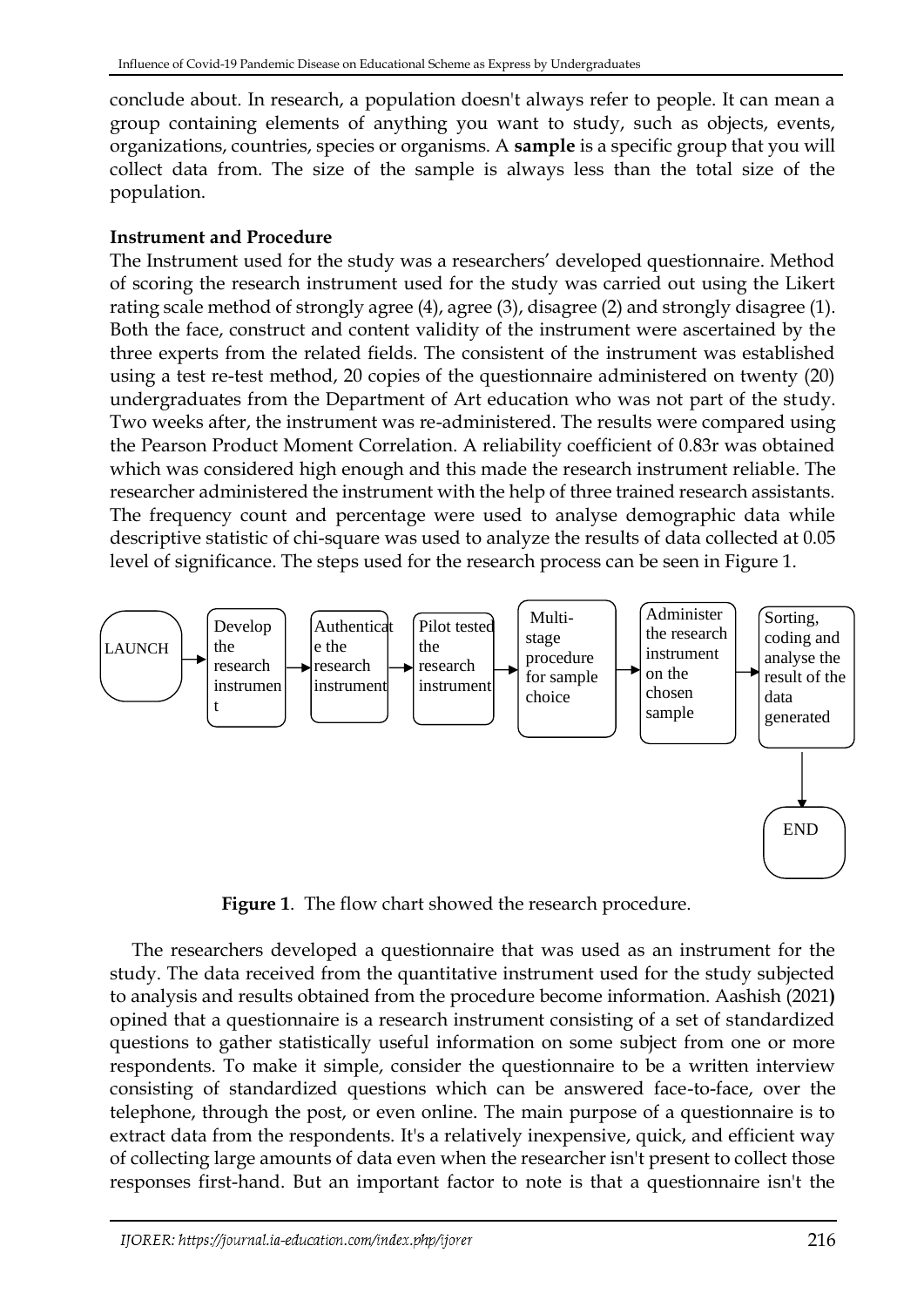conclude about. In research, a population doesn't always refer to people. It can mean a group containing elements of anything you want to study, such as objects, events, organizations, countries, species or organisms. A **sample** is a specific group that you will collect data from. The size of the sample is always less than the total size of the population.

**Instrument and Procedure**

The Instrument used for the study was a researchers' developed questionnaire. Method of scoring the research instrument used for the study was carried out using the Likert rating scale method of strongly agree (4), agree (3), disagree (2) and strongly disagree (1). Both the face, construct and content validity of the instrument were ascertained by the three experts from the related fields. The consistent of the instrument was established using a test re-test method, 20 copies of the questionnaire administered on twenty (20) undergraduates from the Department of Art education who was not part of the study. Two weeks after, the instrument was re-administered. The results were compared using the Pearson Product Moment Correlation. A reliability coefficient of 0.83r was obtained which was considered high enough and this made the research instrument reliable. The researcher administered the instrument with the help of three trained research assistants. The frequency count and percentage were used to analyse demographic data while descriptive statistic of chi-square was used to analyze the results of data collected at 0.05 level of significance. The steps used for the research process can be seen in Figure 1.

LAUNCH → Develop the research instrument → Authenticate the research instrument → Pilot tested the research instrument → Multi-stage procedure for sample choice → Administer the research instrument on the chosen sample → Sorting, coding and analyse the result of the data generated → END

**Figure 1**. The flow chart showed the research procedure.

The researchers developed a questionnaire that was used as an instrument for the study. The data received from the quantitative instrument used for the study subjected to analysis and results obtained from the procedure become information. Aashish (2021) opined that a questionnaire is a research instrument consisting of a set of standardized questions to gather statistically useful information on some subject from one or more respondents. To make it simple, consider the questionnaire to be a written interview consisting of standardized questions which can be answered face-to-face, over the telephone, through the post, or even online. The main purpose of a questionnaire is to extract data from the respondents. It's a relatively inexpensive, quick, and efficient way of collecting large amounts of data even when the researcher isn't present to collect those responses first-hand. But an important factor to note is that a questionnaire isn't the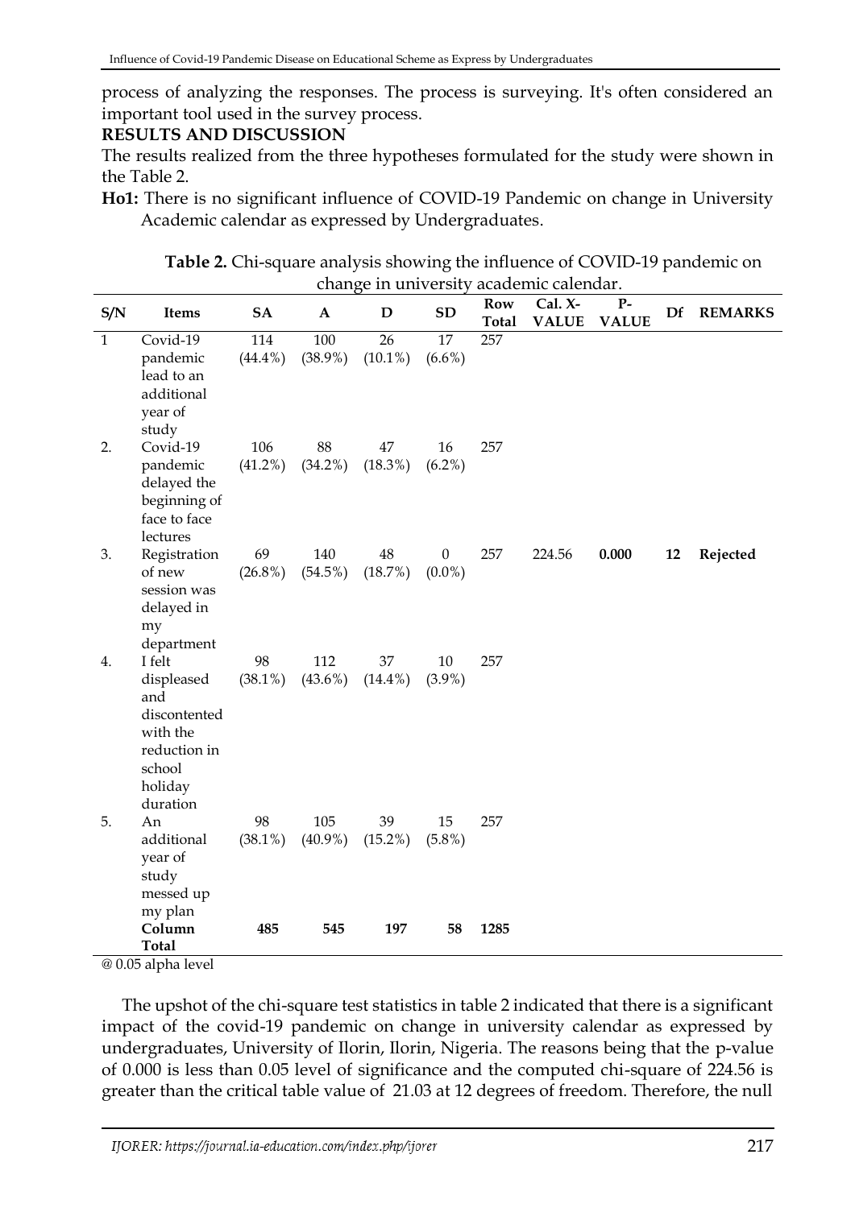process of analyzing the responses. The process is surveying. It's often considered an important tool used in the survey process.

## RESULTS AND DISCUSSION

The results realized from the three hypotheses formulated for the study were shown in the Table 2.

**Ho1:** There is no significant influence of COVID-19 Pandemic on change in University Academic calendar as expressed by Undergraduates.

**Table 2.** Chi-square analysis showing the influence of COVID-19 pandemic on change in university academic calendar.

| S/N | Items | SA | A | D | SD | Row Total | Cal. X-VALUE | P-VALUE | Df | REMARKS |
|---|---|---|---|---|---|---|---|---|---|---|
| 1 | Covid-19 pandemic lead to an additional year of study | 114 (44.4%) | 100 (38.9%) | 26 (10.1%) | 17 (6.6%) | 257 | | | | |
| 2. | Covid-19 pandemic delayed the beginning of face to face lectures | 106 (41.2%) | 88 (34.2%) | 47 (18.3%) | 16 (6.2%) | 257 | | | | |
| 3. | Registration of new session was delayed in my department | 69 (26.8%) | 140 (54.5%) | 48 (18.7%) | 0 (0.0%) | 257 | 224.56 | **0.000** | **12** | **Rejected** |
| 4. | I felt displeased and discontented with the reduction in school holiday duration | 98 (38.1%) | 112 (43.6%) | 37 (14.4%) | 10 (3.9%) | 257 | | | | |
| 5. | An additional year of study messed up my plan | 98 (38.1%) | 105 (40.9%) | 39 (15.2%) | 15 (5.8%) | 257 | | | | |
| | **Column Total** | **485** | **545** | **197** | **58** | **1285** | | | | |

@ 0.05 alpha level

The upshot of the chi-square test statistics in table 2 indicated that there is a significant impact of the covid-19 pandemic on change in university calendar as expressed by undergraduates, University of Ilorin, Ilorin, Nigeria. The reasons being that the p-value of 0.000 is less than 0.05 level of significance and the computed chi-square of 224.56 is greater than the critical table value of 21.03 at 12 degrees of freedom. Therefore, the null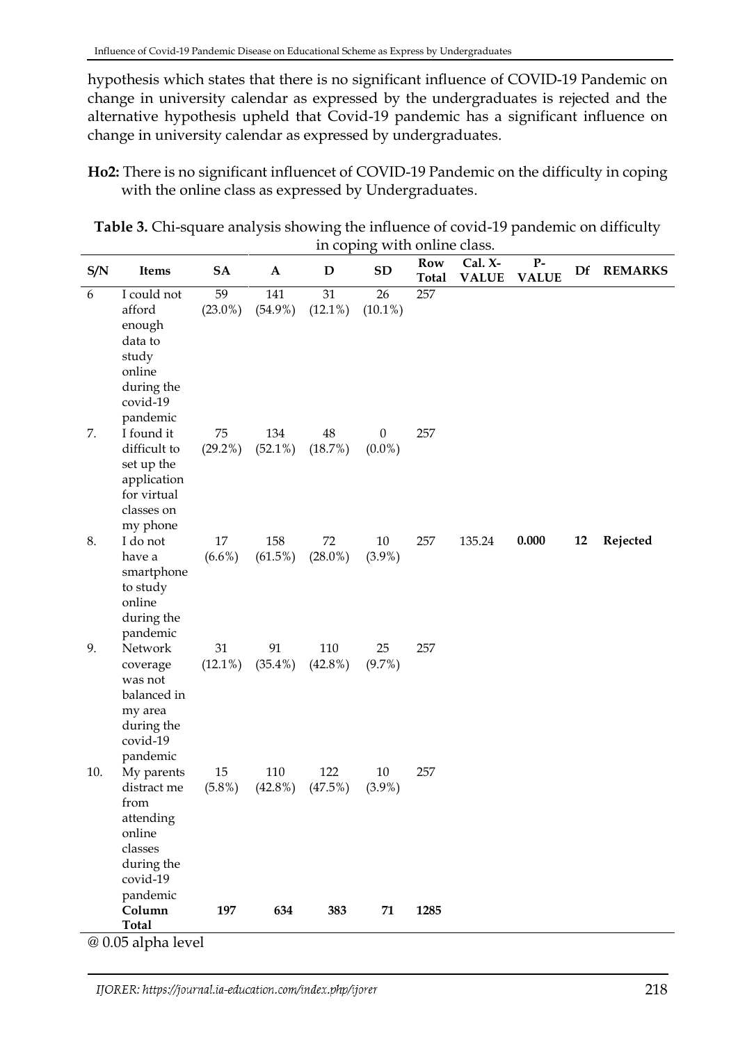hypothesis which states that there is no significant influence of COVID-19 Pandemic on change in university calendar as expressed by the undergraduates is rejected and the alternative hypothesis upheld that Covid-19 pandemic has a significant influence on change in university calendar as expressed by undergraduates.

**Ho2:** There is no significant influencet of COVID-19 Pandemic on the difficulty in coping with the online class as expressed by Undergraduates.

**Table 3.** Chi-square analysis showing the influence of covid-19 pandemic on difficulty in coping with online class.

| S/N | Items | SA | A | D | SD | Row Total | Cal. X-VALUE | P-VALUE | Df | REMARKS |
|---|---|---|---|---|---|---|---|---|---|---|
| 6 | I could not afford enough data to study online during the covid-19 pandemic | 59 (23.0%) | 141 (54.9%) | 31 (12.1%) | 26 (10.1%) | 257 | | | | |
| 7. | I found it difficult to set up the application for virtual classes on my phone | 75 (29.2%) | 134 (52.1%) | 48 (18.7%) | 0 (0.0%) | 257 | | | | |
| 8. | I do not have a smartphone to study online during the pandemic | 17 (6.6%) | 158 (61.5%) | 72 (28.0%) | 10 (3.9%) | 257 | 135.24 | **0.000** | **12** | **Rejected** |
| 9. | Network coverage was not balanced in my area during the covid-19 pandemic | 31 (12.1%) | 91 (35.4%) | 110 (42.8%) | 25 (9.7%) | 257 | | | | |
| 10. | My parents distract me from attending online classes during the covid-19 pandemic | 15 (5.8%) | 110 (42.8%) | 122 (47.5%) | 10 (3.9%) | 257 | | | | |
| | **Column Total** | **197** | **634** | **383** | **71** | **1285** | | | | |

@ 0.05 alpha level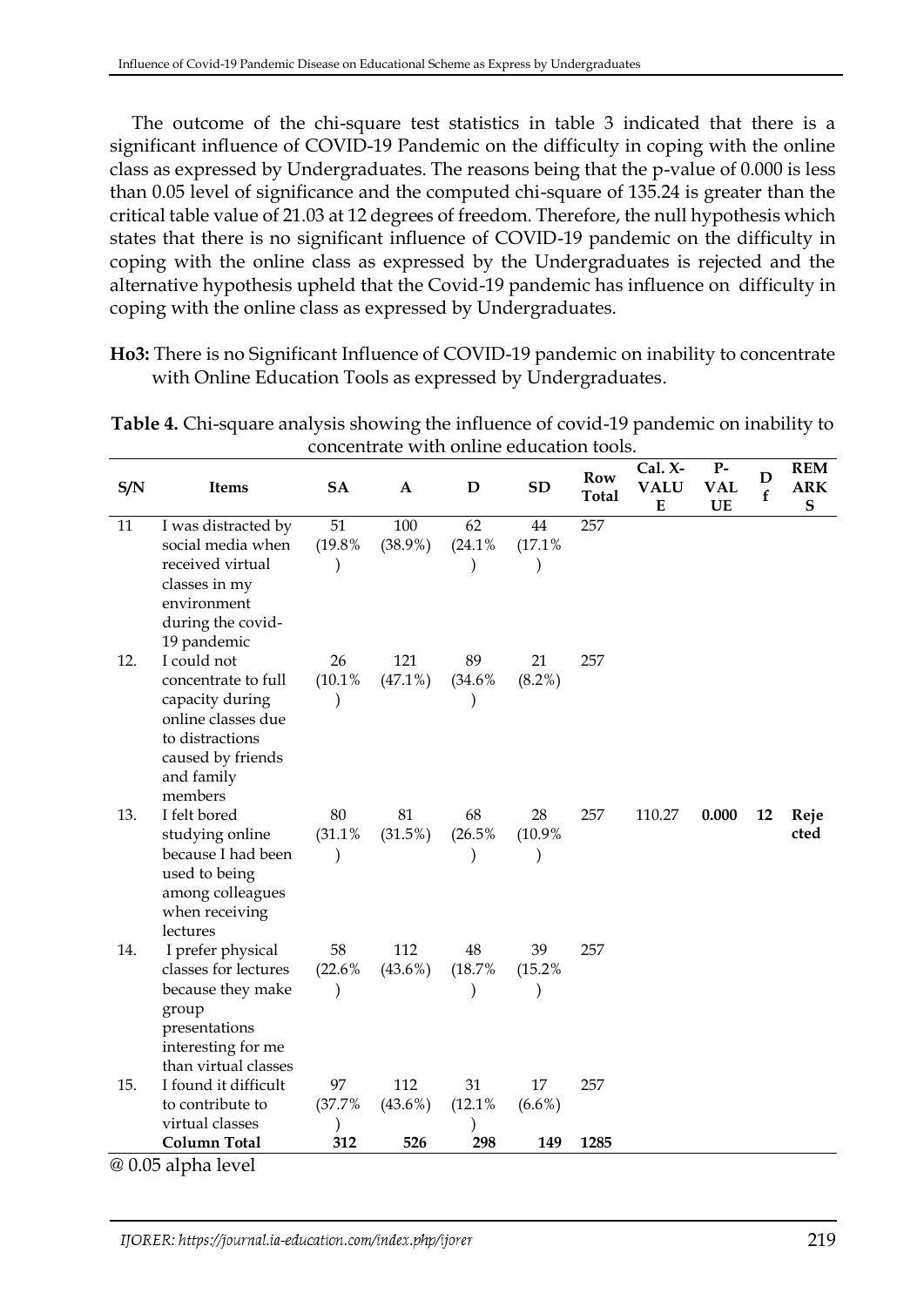The outcome of the chi-square test statistics in table 3 indicated that there is a significant influence of COVID-19 Pandemic on the difficulty in coping with the online class as expressed by Undergraduates. The reasons being that the p-value of 0.000 is less than 0.05 level of significance and the computed chi-square of 135.24 is greater than the critical table value of 21.03 at 12 degrees of freedom. Therefore, the null hypothesis which states that there is no significant influence of COVID-19 pandemic on the difficulty in coping with the online class as expressed by the Undergraduates is rejected and the alternative hypothesis upheld that the Covid-19 pandemic has influence on difficulty in coping with the online class as expressed by Undergraduates.

**Ho3:** There is no Significant Influence of COVID-19 pandemic on inability to concentrate with Online Education Tools as expressed by Undergraduates.

**Table 4.** Chi-square analysis showing the influence of covid-19 pandemic on inability to concentrate with online education tools.

| S/N | Items | SA | A | D | SD | Row Total | Cal. X-VALUE | P-VALUE | Df | REMARKS |
|---|---|---|---|---|---|---|---|---|---|---|
| 11 | I was distracted by social media when received virtual classes in my environment during the covid-19 pandemic | 51 (19.8%) | 100 (38.9%) | 62 (24.1%) | 44 (17.1%) | 257 | | | | |
| 12. | I could not concentrate to full capacity during online classes due to distractions caused by friends and family members | 26 (10.1%) | 121 (47.1%) | 89 (34.6%) | 21 (8.2%) | 257 | | | | |
| 13. | I felt bored studying online because I had been used to being among colleagues when receiving lectures | 80 (31.1%) | 81 (31.5%) | 68 (26.5%) | 28 (10.9%) | 257 | 110.27 | **0.000** | **12** | **Rejected** |
| 14. | I prefer physical classes for lectures because they make group presentations interesting for me than virtual classes | 58 (22.6%) | 112 (43.6%) | 48 (18.7%) | 39 (15.2%) | 257 | | | | |
| 15. | I found it difficult to contribute to virtual classes | 97 (37.7%) | 112 (43.6%) | 31 (12.1%) | 17 (6.6%) | 257 | | | | |
| | **Column Total** | **312** | **526** | **298** | **149** | **1285** | | | | |

@ 0.05 alpha level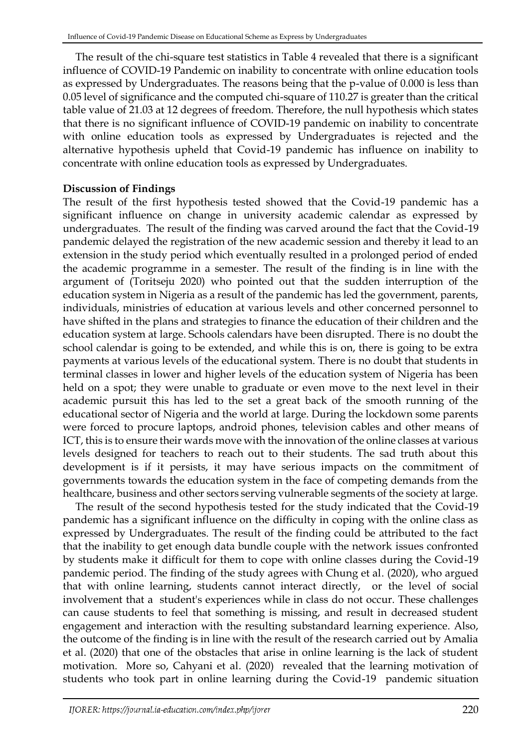The result of the chi-square test statistics in Table 4 revealed that there is a significant influence of COVID-19 Pandemic on inability to concentrate with online education tools as expressed by Undergraduates. The reasons being that the p-value of 0.000 is less than 0.05 level of significance and the computed chi-square of 110.27 is greater than the critical table value of 21.03 at 12 degrees of freedom. Therefore, the null hypothesis which states that there is no significant influence of COVID-19 pandemic on inability to concentrate with online education tools as expressed by Undergraduates is rejected and the alternative hypothesis upheld that Covid-19 pandemic has influence on inability to concentrate with online education tools as expressed by Undergraduates.

**Discussion of Findings**

The result of the first hypothesis tested showed that the Covid-19 pandemic has a significant influence on change in university academic calendar as expressed by undergraduates. The result of the finding was carved around the fact that the Covid-19 pandemic delayed the registration of the new academic session and thereby it lead to an extension in the study period which eventually resulted in a prolonged period of ended the academic programme in a semester. The result of the finding is in line with the argument of (Toritseju 2020) who pointed out that the sudden interruption of the education system in Nigeria as a result of the pandemic has led the government, parents, individuals, ministries of education at various levels and other concerned personnel to have shifted in the plans and strategies to finance the education of their children and the education system at large. Schools calendars have been disrupted. There is no doubt the school calendar is going to be extended, and while this is on, there is going to be extra payments at various levels of the educational system. There is no doubt that students in terminal classes in lower and higher levels of the education system of Nigeria has been held on a spot; they were unable to graduate or even move to the next level in their academic pursuit this has led to the set a great back of the smooth running of the educational sector of Nigeria and the world at large. During the lockdown some parents were forced to procure laptops, android phones, television cables and other means of ICT, this is to ensure their wards move with the innovation of the online classes at various levels designed for teachers to reach out to their students. The sad truth about this development is if it persists, it may have serious impacts on the commitment of governments towards the education system in the face of competing demands from the healthcare, business and other sectors serving vulnerable segments of the society at large.

The result of the second hypothesis tested for the study indicated that the Covid-19 pandemic has a significant influence on the difficulty in coping with the online class as expressed by Undergraduates. The result of the finding could be attributed to the fact that the inability to get enough data bundle couple with the network issues confronted by students make it difficult for them to cope with online classes during the Covid-19 pandemic period. The finding of the study agrees with Chung et al. (2020), who argued that with online learning, students cannot interact directly, or the level of social involvement that a student's experiences while in class do not occur. These challenges can cause students to feel that something is missing, and result in decreased student engagement and interaction with the resulting substandard learning experience. Also, the outcome of the finding is in line with the result of the research carried out by Amalia et al. (2020) that one of the obstacles that arise in online learning is the lack of student motivation. More so, Cahyani et al. (2020) revealed that the learning motivation of students who took part in online learning during the Covid-19 pandemic situation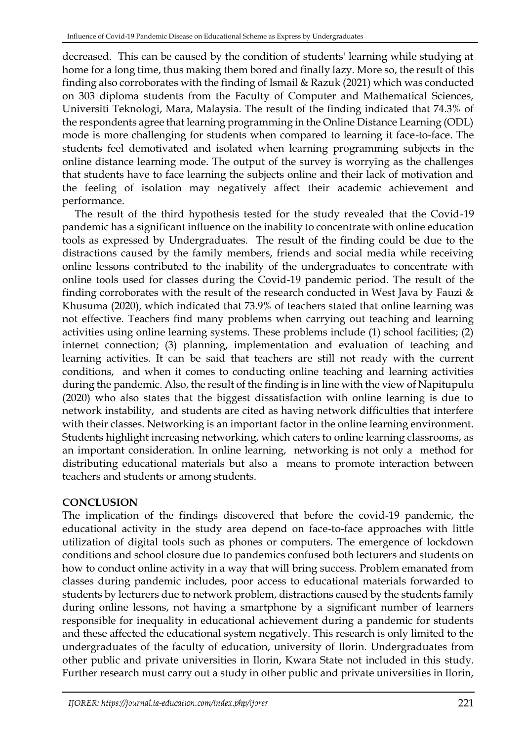decreased. This can be caused by the condition of students' learning while studying at home for a long time, thus making them bored and finally lazy. More so, the result of this finding also corroborates with the finding of Ismail & Razuk (2021) which was conducted on 303 diploma students from the Faculty of Computer and Mathematical Sciences, Universiti Teknologi, Mara, Malaysia. The result of the finding indicated that 74.3% of the respondents agree that learning programming in the Online Distance Learning (ODL) mode is more challenging for students when compared to learning it face-to-face. The students feel demotivated and isolated when learning programming subjects in the online distance learning mode. The output of the survey is worrying as the challenges that students have to face learning the subjects online and their lack of motivation and the feeling of isolation may negatively affect their academic achievement and performance.

The result of the third hypothesis tested for the study revealed that the Covid-19 pandemic has a significant influence on the inability to concentrate with online education tools as expressed by Undergraduates. The result of the finding could be due to the distractions caused by the family members, friends and social media while receiving online lessons contributed to the inability of the undergraduates to concentrate with online tools used for classes during the Covid-19 pandemic period. The result of the finding corroborates with the result of the research conducted in West Java by Fauzi & Khusuma (2020), which indicated that 73.9% of teachers stated that online learning was not effective. Teachers find many problems when carrying out teaching and learning activities using online learning systems. These problems include (1) school facilities; (2) internet connection; (3) planning, implementation and evaluation of teaching and learning activities. It can be said that teachers are still not ready with the current conditions, and when it comes to conducting online teaching and learning activities during the pandemic. Also, the result of the finding is in line with the view of Napitupulu (2020) who also states that the biggest dissatisfaction with online learning is due to network instability, and students are cited as having network difficulties that interfere with their classes. Networking is an important factor in the online learning environment. Students highlight increasing networking, which caters to online learning classrooms, as an important consideration. In online learning, networking is not only a method for distributing educational materials but also a means to promote interaction between teachers and students or among students.

## CONCLUSION

The implication of the findings discovered that before the covid-19 pandemic, the educational activity in the study area depend on face-to-face approaches with little utilization of digital tools such as phones or computers. The emergence of lockdown conditions and school closure due to pandemics confused both lecturers and students on how to conduct online activity in a way that will bring success. Problem emanated from classes during pandemic includes, poor access to educational materials forwarded to students by lecturers due to network problem, distractions caused by the students family during online lessons, not having a smartphone by a significant number of learners responsible for inequality in educational achievement during a pandemic for students and these affected the educational system negatively. This research is only limited to the undergraduates of the faculty of education, university of Ilorin. Undergraduates from other public and private universities in Ilorin, Kwara State not included in this study. Further research must carry out a study in other public and private universities in Ilorin,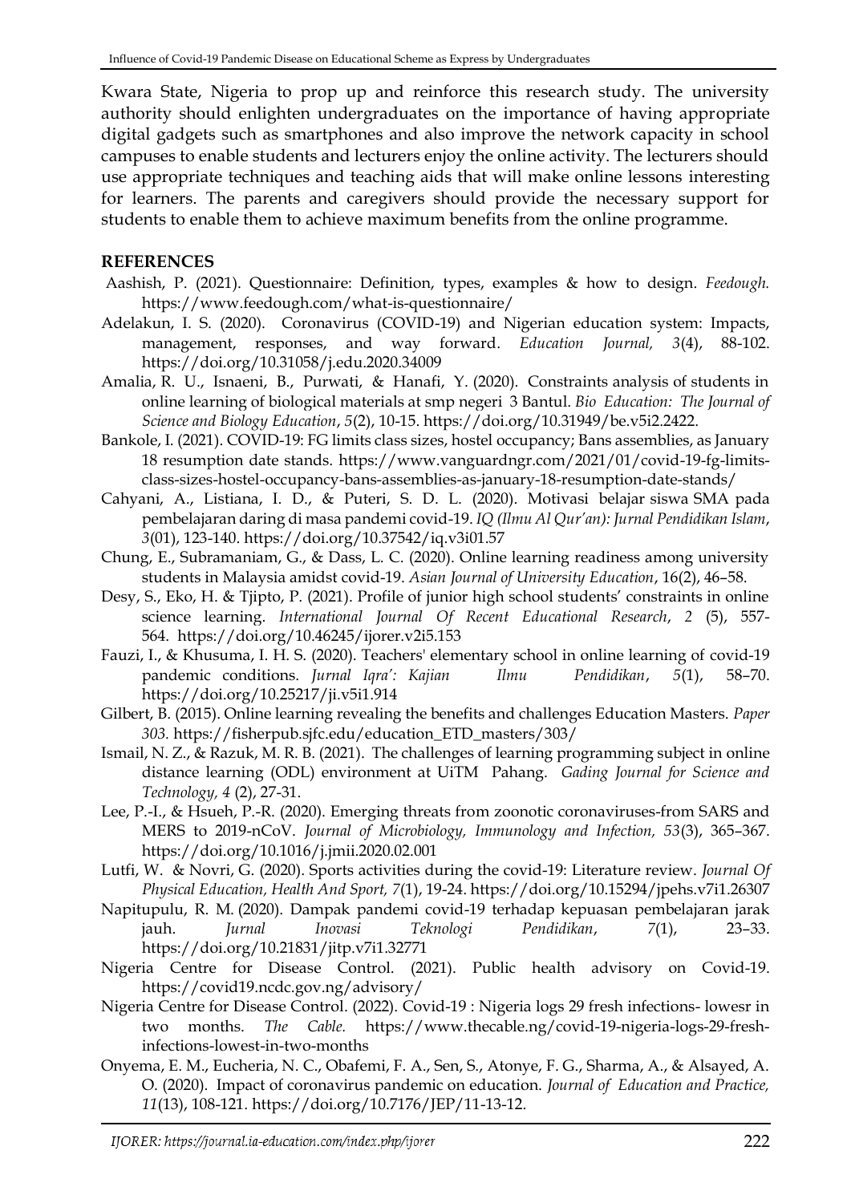Kwara State, Nigeria to prop up and reinforce this research study. The university authority should enlighten undergraduates on the importance of having appropriate digital gadgets such as smartphones and also improve the network capacity in school campuses to enable students and lecturers enjoy the online activity. The lecturers should use appropriate techniques and teaching aids that will make online lessons interesting for learners. The parents and caregivers should provide the necessary support for students to enable them to achieve maximum benefits from the online programme.

## REFERENCES

Aashish, P. (2021). Questionnaire: Definition, types, examples & how to design. *Feedough.* https://www.feedough.com/what-is-questionnaire/

Adelakun, I. S. (2020). Coronavirus (COVID-19) and Nigerian education system: Impacts, management, responses, and way forward. *Education Journal, 3*(4), 88-102. https://doi.org/10.31058/j.edu.2020.34009

Amalia, R. U., Isnaeni, B., Purwati, & Hanafi, Y. (2020). Constraints analysis of students in online learning of biological materials at smp negeri 3 Bantul. *Bio Education: The Journal of Science and Biology Education*, *5*(2), 10-15. https://doi.org/10.31949/be.v5i2.2422.

Bankole, I. (2021). COVID-19: FG limits class sizes, hostel occupancy; Bans assemblies, as January 18 resumption date stands. https://www.vanguardngr.com/2021/01/covid-19-fg-limits-class-sizes-hostel-occupancy-bans-assemblies-as-january-18-resumption-date-stands/

Cahyani, A., Listiana, I. D., & Puteri, S. D. L. (2020). Motivasi belajar siswa SMA pada pembelajaran daring di masa pandemi covid-19. *IQ (Ilmu Al Qur'an): Jurnal Pendidikan Islam*, *3*(01), 123-140. https://doi.org/10.37542/iq.v3i01.57

Chung, E., Subramaniam, G., & Dass, L. C. (2020). Online learning readiness among university students in Malaysia amidst covid-19. *Asian Journal of University Education*, 16(2), 46–58.

Desy, S., Eko, H. & Tjipto, P. (2021). Profile of junior high school students' constraints in online science learning. *International Journal Of Recent Educational Research*, *2* (5), 557-564. https://doi.org/10.46245/ijorer.v2i5.153

Fauzi, I., & Khusuma, I. H. S. (2020). Teachers' elementary school in online learning of covid-19 pandemic conditions. *Jurnal Iqra': Kajian Ilmu Pendidikan*, *5*(1), 58–70. https://doi.org/10.25217/ji.v5i1.914

Gilbert, B. (2015). Online learning revealing the benefits and challenges Education Masters. *Paper 303.* https://fisherpub.sjfc.edu/education_ETD_masters/303/

Ismail, N. Z., & Razuk, M. R. B. (2021). The challenges of learning programming subject in online distance learning (ODL) environment at UiTM Pahang. *Gading Journal for Science and Technology, 4* (2), 27-31.

Lee, P.-I., & Hsueh, P.-R. (2020). Emerging threats from zoonotic coronaviruses-from SARS and MERS to 2019-nCoV. *Journal of Microbiology, Immunology and Infection, 53*(3), 365–367. https://doi.org/10.1016/j.jmii.2020.02.001

Lutfi, W. & Novri, G. (2020). Sports activities during the covid-19: Literature review. *Journal Of Physical Education, Health And Sport, 7*(1), 19-24. https://doi.org/10.15294/jpehs.v7i1.26307

Napitupulu, R. M. (2020). Dampak pandemi covid-19 terhadap kepuasan pembelajaran jarak jauh. *Jurnal Inovasi Teknologi Pendidikan*, *7*(1), 23–33. https://doi.org/10.21831/jitp.v7i1.32771

Nigeria Centre for Disease Control. (2021). Public health advisory on Covid-19. https://covid19.ncdc.gov.ng/advisory/

Nigeria Centre for Disease Control. (2022). Covid-19 : Nigeria logs 29 fresh infections- lowesr in two months. *The Cable.* https://www.thecable.ng/covid-19-nigeria-logs-29-fresh-infections-lowest-in-two-months

Onyema, E. M., Eucheria, N. C., Obafemi, F. A., Sen, S., Atonye, F. G., Sharma, A., & Alsayed, A. O. (2020). Impact of coronavirus pandemic on education. *Journal of Education and Practice, 11*(13), 108-121. https://doi.org/10.7176/JEP/11-13-12.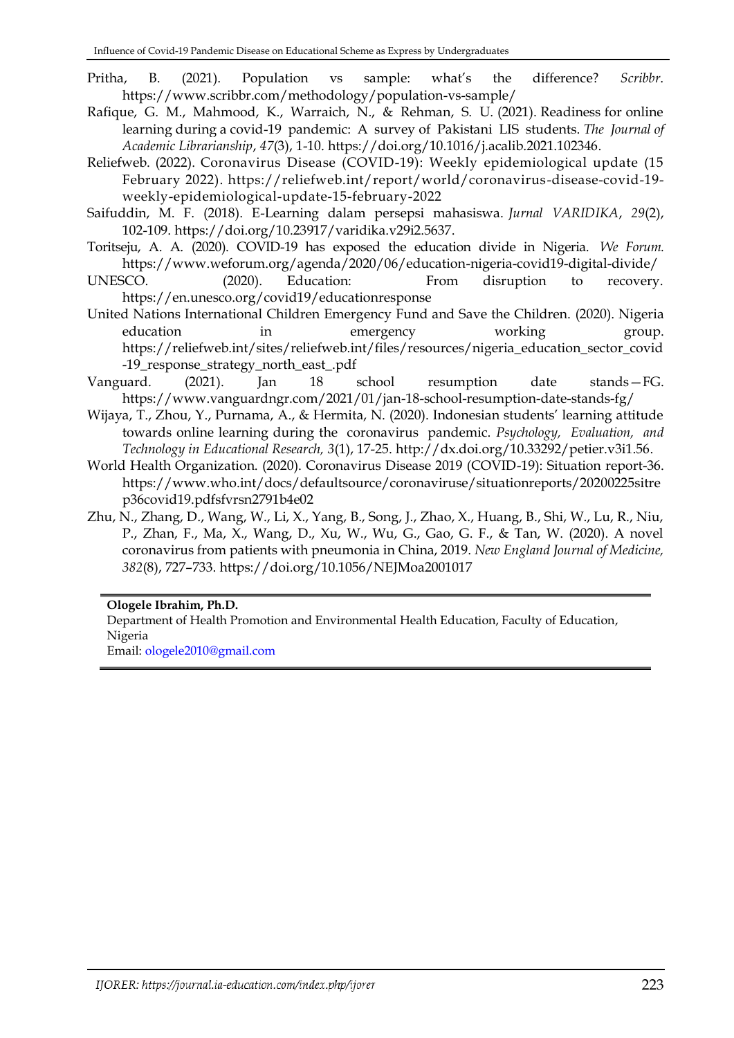Pritha, B. (2021). Population vs sample: what's the difference? *Scribbr*. https://www.scribbr.com/methodology/population-vs-sample/

Rafique, G. M., Mahmood, K., Warraich, N., & Rehman, S. U. (2021). Readiness for online learning during a covid-19 pandemic: A survey of Pakistani LIS students. *The Journal of Academic Librarianship*, *47*(3), 1-10. https://doi.org/10.1016/j.acalib.2021.102346.

Reliefweb. (2022). Coronavirus Disease (COVID-19): Weekly epidemiological update (15 February 2022). https://reliefweb.int/report/world/coronavirus-disease-covid-19-weekly-epidemiological-update-15-february-2022

Saifuddin, M. F. (2018). E-Learning dalam persepsi mahasiswa. *Jurnal VARIDIKA*, *29*(2), 102-109. https://doi.org/10.23917/varidika.v29i2.5637.

Toritseju, A. A. (2020). COVID-19 has exposed the education divide in Nigeria. *We Forum.* https://www.weforum.org/agenda/2020/06/education-nigeria-covid19-digital-divide/

UNESCO. (2020). Education: From disruption to recovery. https://en.unesco.org/covid19/educationresponse

United Nations International Children Emergency Fund and Save the Children. (2020). Nigeria education in emergency working group. https://reliefweb.int/sites/reliefweb.int/files/resources/nigeria_education_sector_covid-19_response_strategy_north_east_.pdf

Vanguard. (2021). Jan 18 school resumption date stands—FG. https://www.vanguardngr.com/2021/01/jan-18-school-resumption-date-stands-fg/

Wijaya, T., Zhou, Y., Purnama, A., & Hermita, N. (2020). Indonesian students' learning attitude towards online learning during the coronavirus pandemic. *Psychology, Evaluation, and Technology in Educational Research, 3*(1), 17-25. http://dx.doi.org/10.33292/petier.v3i1.56.

World Health Organization. (2020). Coronavirus Disease 2019 (COVID-19): Situation report-36. https://www.who.int/docs/defaultsource/coronaviruse/situationreports/20200225sitrep36covid19.pdfsfvrsn2791b4e02

Zhu, N., Zhang, D., Wang, W., Li, X., Yang, B., Song, J., Zhao, X., Huang, B., Shi, W., Lu, R., Niu, P., Zhan, F., Ma, X., Wang, D., Xu, W., Wu, G., Gao, G. F., & Tan, W. (2020). A novel coronavirus from patients with pneumonia in China, 2019. *New England Journal of Medicine, 382*(8), 727–733. https://doi.org/10.1056/NEJMoa2001017

---

**Ologele Ibrahim, Ph.D.**
Department of Health Promotion and Environmental Health Education, Faculty of Education, Nigeria
Email: ologele2010@gmail.com

---